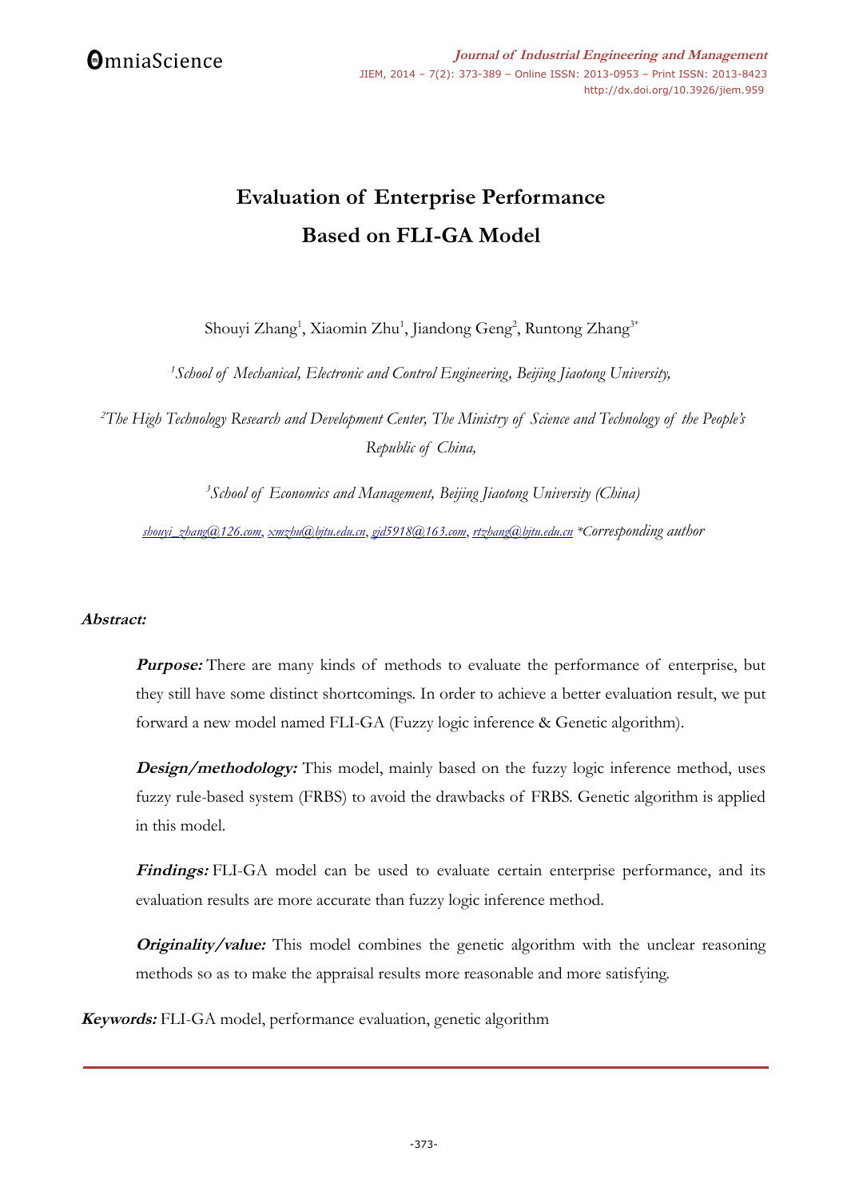# Evaluation of Enterprise Performance Based on FLI-GA Model

Shouyi Zhang[1], Xiaomin Zhu[1], Jiandong Geng[2], Runtong Zhang[3*]

[1]*School of Mechanical, Electronic and Control Engineering, Beijing Jiaotong University,*

[2]*The High Technology Research and Development Center, The Ministry of Science and Technology of the People's Republic of China,*

[3]*School of Economics and Management, Beijing Jiaotong University (China)*

shouyi_zhang@126.com, xmzhu@bjtu.edu.cn, gjd5918@163.com, rtzhang@bjtu.edu.cn *Corresponding author

## Abstract:

***Purpose:*** There are many kinds of methods to evaluate the performance of enterprise, but they still have some distinct shortcomings. In order to achieve a better evaluation result, we put forward a new model named FLI-GA (Fuzzy logic inference & Genetic algorithm).

***Design/methodology:*** This model, mainly based on the fuzzy logic inference method, uses fuzzy rule-based system (FRBS) to avoid the drawbacks of FRBS. Genetic algorithm is applied in this model.

***Findings:*** FLI-GA model can be used to evaluate certain enterprise performance, and its evaluation results are more accurate than fuzzy logic inference method.

***Originality/value:*** This model combines the genetic algorithm with the unclear reasoning methods so as to make the appraisal results more reasonable and more satisfying.

***Keywords:*** FLI-GA model, performance evaluation, genetic algorithm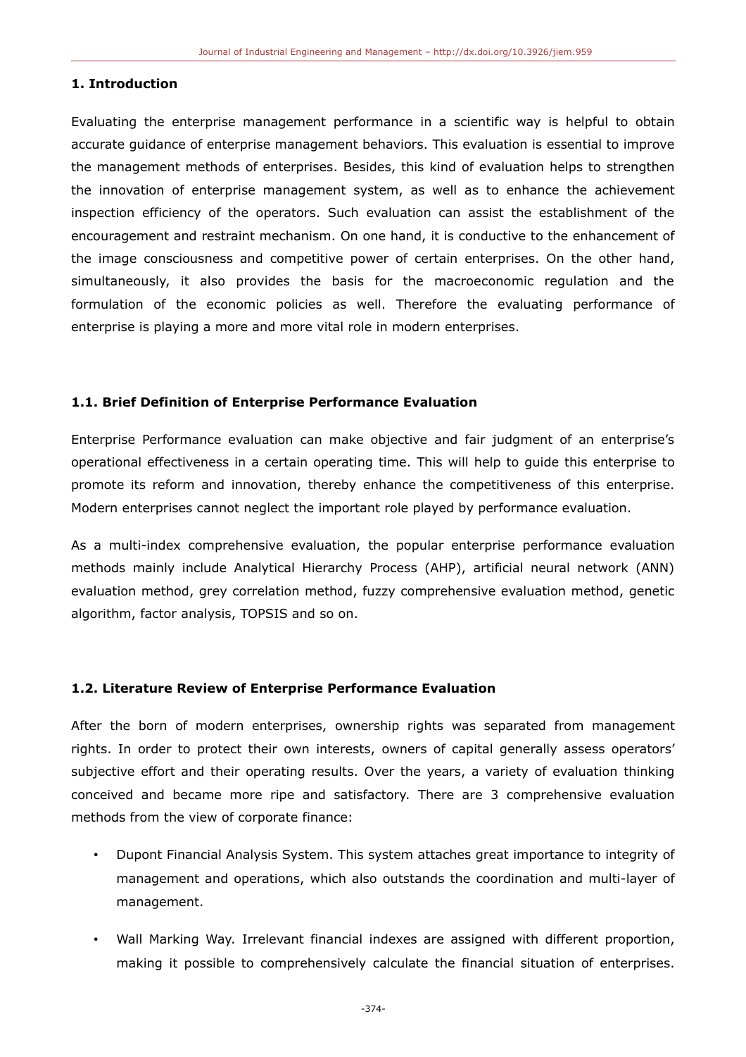## 1. Introduction

Evaluating the enterprise management performance in a scientific way is helpful to obtain accurate guidance of enterprise management behaviors. This evaluation is essential to improve the management methods of enterprises. Besides, this kind of evaluation helps to strengthen the innovation of enterprise management system, as well as to enhance the achievement inspection efficiency of the operators. Such evaluation can assist the establishment of the encouragement and restraint mechanism. On one hand, it is conductive to the enhancement of the image consciousness and competitive power of certain enterprises. On the other hand, simultaneously, it also provides the basis for the macroeconomic regulation and the formulation of the economic policies as well. Therefore the evaluating performance of enterprise is playing a more and more vital role in modern enterprises.

### 1.1. Brief Definition of Enterprise Performance Evaluation

Enterprise Performance evaluation can make objective and fair judgment of an enterprise's operational effectiveness in a certain operating time. This will help to guide this enterprise to promote its reform and innovation, thereby enhance the competitiveness of this enterprise. Modern enterprises cannot neglect the important role played by performance evaluation.

As a multi-index comprehensive evaluation, the popular enterprise performance evaluation methods mainly include Analytical Hierarchy Process (AHP), artificial neural network (ANN) evaluation method, grey correlation method, fuzzy comprehensive evaluation method, genetic algorithm, factor analysis, TOPSIS and so on.

### 1.2. Literature Review of Enterprise Performance Evaluation

After the born of modern enterprises, ownership rights was separated from management rights. In order to protect their own interests, owners of capital generally assess operators' subjective effort and their operating results. Over the years, a variety of evaluation thinking conceived and became more ripe and satisfactory. There are 3 comprehensive evaluation methods from the view of corporate finance:

- Dupont Financial Analysis System. This system attaches great importance to integrity of management and operations, which also outstands the coordination and multi-layer of management.
- Wall Marking Way. Irrelevant financial indexes are assigned with different proportion, making it possible to comprehensively calculate the financial situation of enterprises.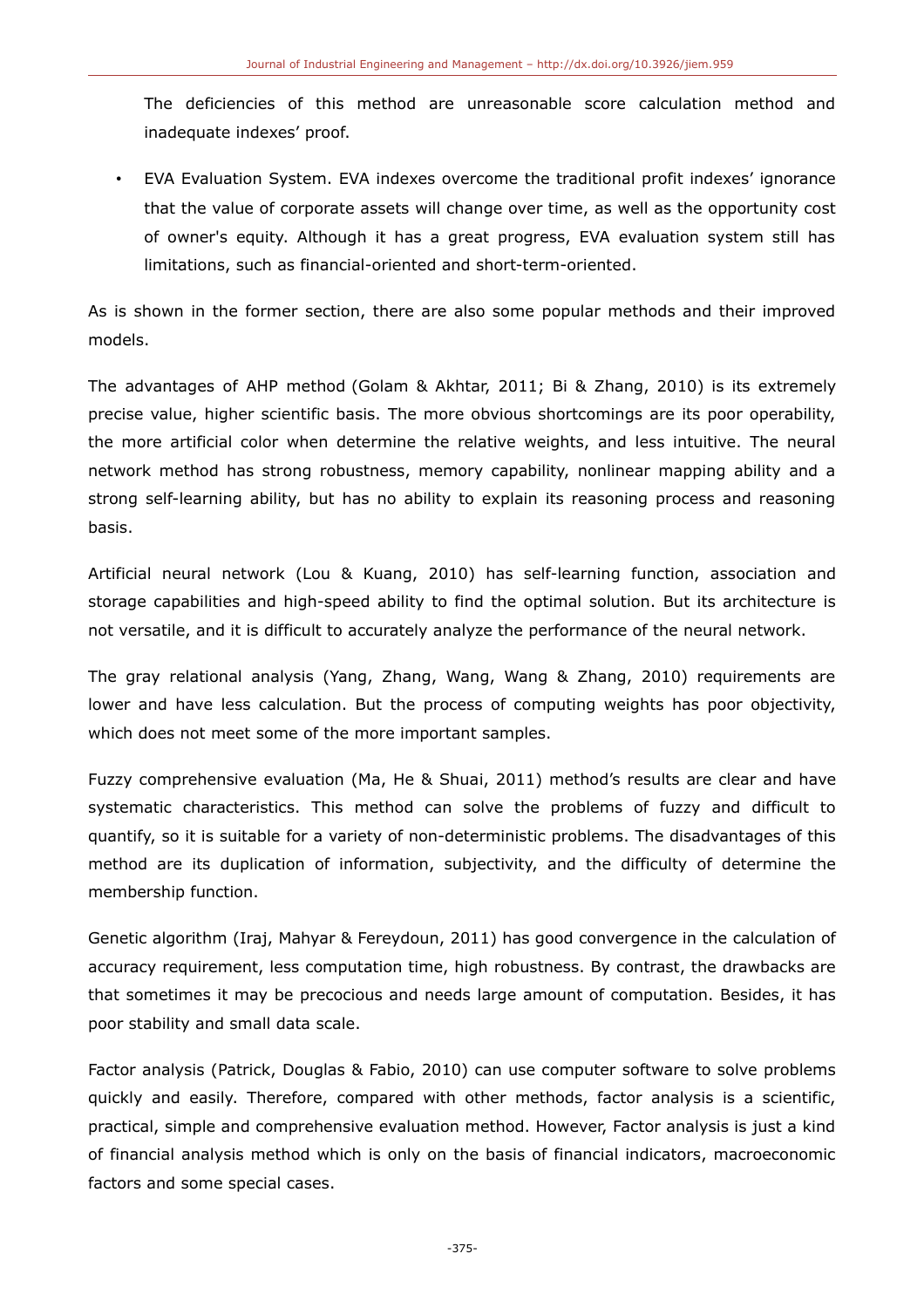The deficiencies of this method are unreasonable score calculation method and inadequate indexes' proof.

- EVA Evaluation System. EVA indexes overcome the traditional profit indexes' ignorance that the value of corporate assets will change over time, as well as the opportunity cost of owner's equity. Although it has a great progress, EVA evaluation system still has limitations, such as financial-oriented and short-term-oriented.

As is shown in the former section, there are also some popular methods and their improved models.

The advantages of AHP method (Golam & Akhtar, 2011; Bi & Zhang, 2010) is its extremely precise value, higher scientific basis. The more obvious shortcomings are its poor operability, the more artificial color when determine the relative weights, and less intuitive. The neural network method has strong robustness, memory capability, nonlinear mapping ability and a strong self-learning ability, but has no ability to explain its reasoning process and reasoning basis.

Artificial neural network (Lou & Kuang, 2010) has self-learning function, association and storage capabilities and high-speed ability to find the optimal solution. But its architecture is not versatile, and it is difficult to accurately analyze the performance of the neural network.

The gray relational analysis (Yang, Zhang, Wang, Wang & Zhang, 2010) requirements are lower and have less calculation. But the process of computing weights has poor objectivity, which does not meet some of the more important samples.

Fuzzy comprehensive evaluation (Ma, He & Shuai, 2011) method's results are clear and have systematic characteristics. This method can solve the problems of fuzzy and difficult to quantify, so it is suitable for a variety of non-deterministic problems. The disadvantages of this method are its duplication of information, subjectivity, and the difficulty of determine the membership function.

Genetic algorithm (Iraj, Mahyar & Fereydoun, 2011) has good convergence in the calculation of accuracy requirement, less computation time, high robustness. By contrast, the drawbacks are that sometimes it may be precocious and needs large amount of computation. Besides, it has poor stability and small data scale.

Factor analysis (Patrick, Douglas & Fabio, 2010) can use computer software to solve problems quickly and easily. Therefore, compared with other methods, factor analysis is a scientific, practical, simple and comprehensive evaluation method. However, Factor analysis is just a kind of financial analysis method which is only on the basis of financial indicators, macroeconomic factors and some special cases.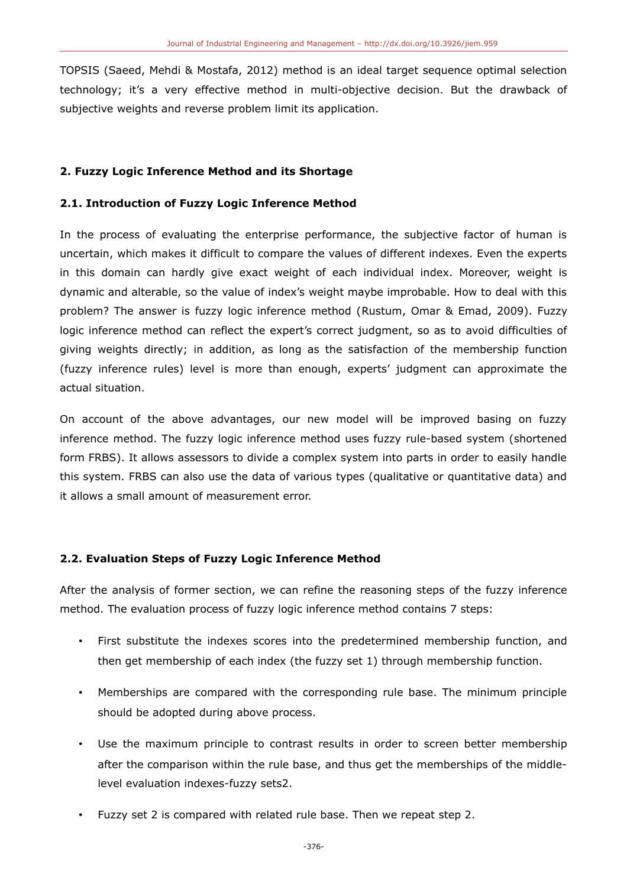TOPSIS (Saeed, Mehdi & Mostafa, 2012) method is an ideal target sequence optimal selection technology; it's a very effective method in multi-objective decision. But the drawback of subjective weights and reverse problem limit its application.

## 2. Fuzzy Logic Inference Method and its Shortage

### 2.1. Introduction of Fuzzy Logic Inference Method

In the process of evaluating the enterprise performance, the subjective factor of human is uncertain, which makes it difficult to compare the values of different indexes. Even the experts in this domain can hardly give exact weight of each individual index. Moreover, weight is dynamic and alterable, so the value of index's weight maybe improbable. How to deal with this problem? The answer is fuzzy logic inference method (Rustum, Omar & Emad, 2009). Fuzzy logic inference method can reflect the expert's correct judgment, so as to avoid difficulties of giving weights directly; in addition, as long as the satisfaction of the membership function (fuzzy inference rules) level is more than enough, experts' judgment can approximate the actual situation.

On account of the above advantages, our new model will be improved basing on fuzzy inference method. The fuzzy logic inference method uses fuzzy rule-based system (shortened form FRBS). It allows assessors to divide a complex system into parts in order to easily handle this system. FRBS can also use the data of various types (qualitative or quantitative data) and it allows a small amount of measurement error.

### 2.2. Evaluation Steps of Fuzzy Logic Inference Method

After the analysis of former section, we can refine the reasoning steps of the fuzzy inference method. The evaluation process of fuzzy logic inference method contains 7 steps:

- First substitute the indexes scores into the predetermined membership function, and then get membership of each index (the fuzzy set 1) through membership function.
- Memberships are compared with the corresponding rule base. The minimum principle should be adopted during above process.
- Use the maximum principle to contrast results in order to screen better membership after the comparison within the rule base, and thus get the memberships of the middle-level evaluation indexes-fuzzy sets2.
- Fuzzy set 2 is compared with related rule base. Then we repeat step 2.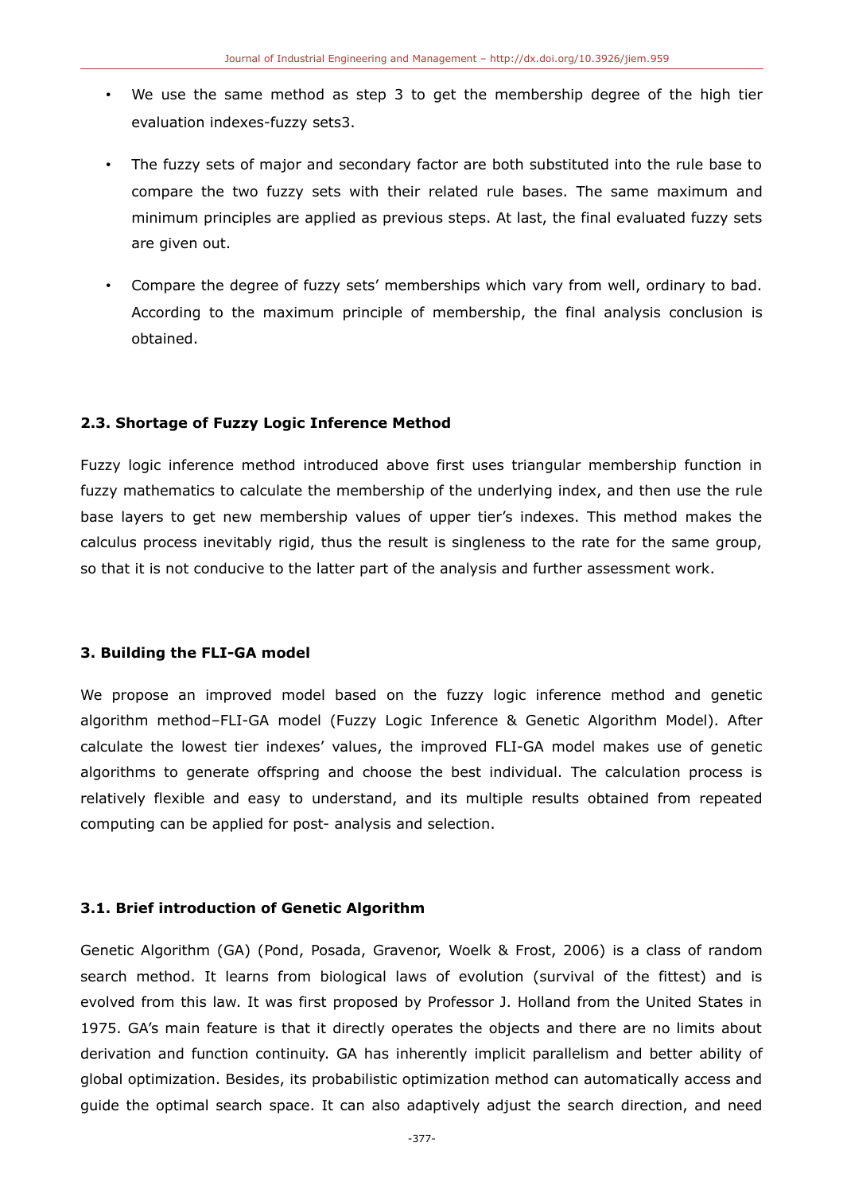- We use the same method as step 3 to get the membership degree of the high tier evaluation indexes-fuzzy sets3.
- The fuzzy sets of major and secondary factor are both substituted into the rule base to compare the two fuzzy sets with their related rule bases. The same maximum and minimum principles are applied as previous steps. At last, the final evaluated fuzzy sets are given out.
- Compare the degree of fuzzy sets' memberships which vary from well, ordinary to bad. According to the maximum principle of membership, the final analysis conclusion is obtained.

### 2.3. Shortage of Fuzzy Logic Inference Method

Fuzzy logic inference method introduced above first uses triangular membership function in fuzzy mathematics to calculate the membership of the underlying index, and then use the rule base layers to get new membership values of upper tier's indexes. This method makes the calculus process inevitably rigid, thus the result is singleness to the rate for the same group, so that it is not conducive to the latter part of the analysis and further assessment work.

## 3. Building the FLI-GA model

We propose an improved model based on the fuzzy logic inference method and genetic algorithm method–FLI-GA model (Fuzzy Logic Inference & Genetic Algorithm Model). After calculate the lowest tier indexes' values, the improved FLI-GA model makes use of genetic algorithms to generate offspring and choose the best individual. The calculation process is relatively flexible and easy to understand, and its multiple results obtained from repeated computing can be applied for post- analysis and selection.

### 3.1. Brief introduction of Genetic Algorithm

Genetic Algorithm (GA) (Pond, Posada, Gravenor, Woelk & Frost, 2006) is a class of random search method. It learns from biological laws of evolution (survival of the fittest) and is evolved from this law. It was first proposed by Professor J. Holland from the United States in 1975. GA's main feature is that it directly operates the objects and there are no limits about derivation and function continuity. GA has inherently implicit parallelism and better ability of global optimization. Besides, its probabilistic optimization method can automatically access and guide the optimal search space. It can also adaptively adjust the search direction, and need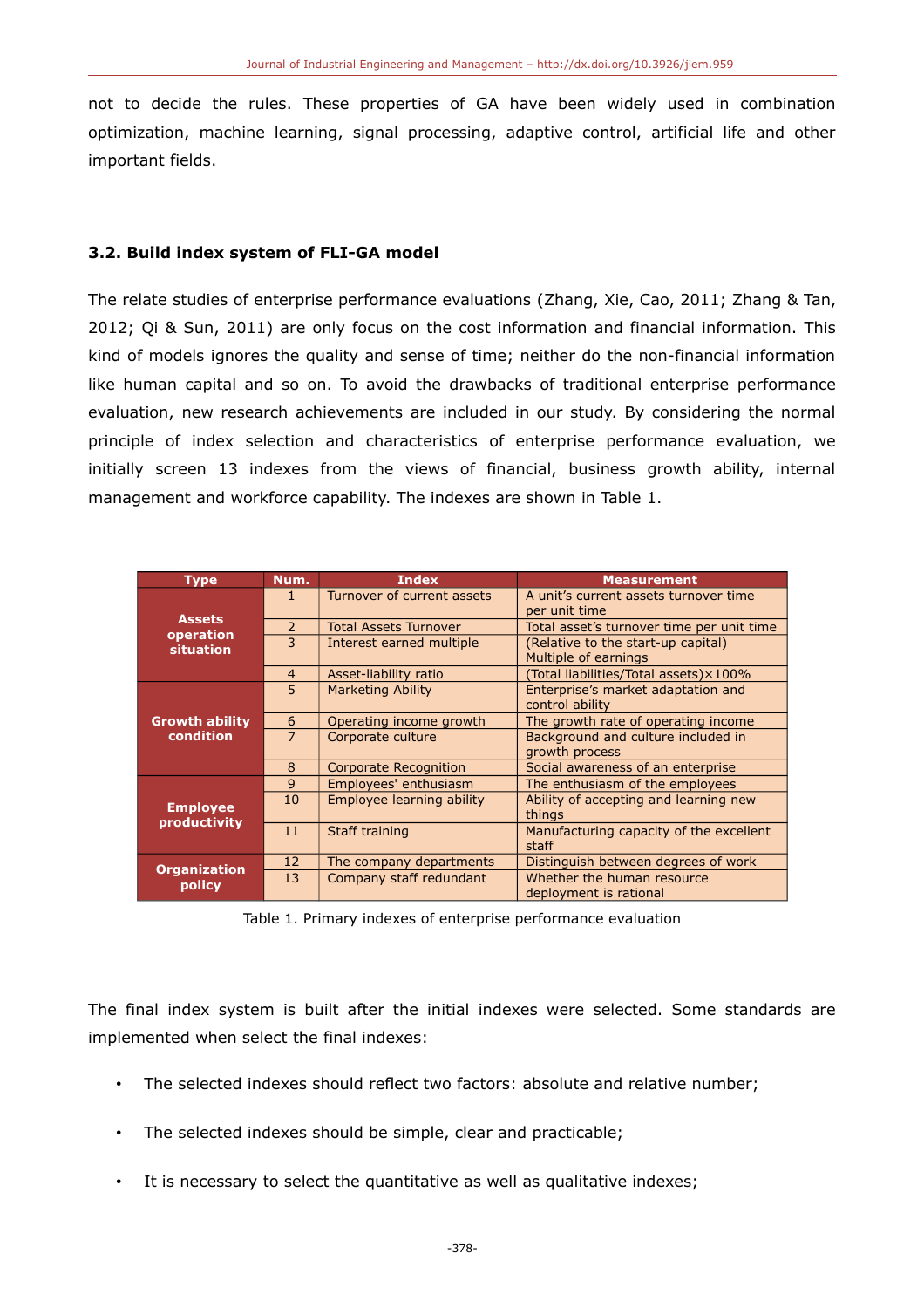not to decide the rules. These properties of GA have been widely used in combination optimization, machine learning, signal processing, adaptive control, artificial life and other important fields.

### 3.2. Build index system of FLI-GA model

The relate studies of enterprise performance evaluations (Zhang, Xie, Cao, 2011; Zhang & Tan, 2012; Qi & Sun, 2011) are only focus on the cost information and financial information. This kind of models ignores the quality and sense of time; neither do the non-financial information like human capital and so on. To avoid the drawbacks of traditional enterprise performance evaluation, new research achievements are included in our study. By considering the normal principle of index selection and characteristics of enterprise performance evaluation, we initially screen 13 indexes from the views of financial, business growth ability, internal management and workforce capability. The indexes are shown in Table 1.

| Type | Num. | Index | Measurement |
|---|---|---|---|
| Assets operation situation | 1 | Turnover of current assets | A unit's current assets turnover time per unit time |
| | 2 | Total Assets Turnover | Total asset's turnover time per unit time |
| | 3 | Interest earned multiple | (Relative to the start-up capital) Multiple of earnings |
| | 4 | Asset-liability ratio | (Total liabilities/Total assets)×100% |
| Growth ability condition | 5 | Marketing Ability | Enterprise's market adaptation and control ability |
| | 6 | Operating income growth | The growth rate of operating income |
| | 7 | Corporate culture | Background and culture included in growth process |
| | 8 | Corporate Recognition | Social awareness of an enterprise |
| Employee productivity | 9 | Employees' enthusiasm | The enthusiasm of the employees |
| | 10 | Employee learning ability | Ability of accepting and learning new things |
| | 11 | Staff training | Manufacturing capacity of the excellent staff |
| Organization policy | 12 | The company departments | Distinguish between degrees of work |
| | 13 | Company staff redundant | Whether the human resource deployment is rational |

Table 1. Primary indexes of enterprise performance evaluation

The final index system is built after the initial indexes were selected. Some standards are implemented when select the final indexes:

- The selected indexes should reflect two factors: absolute and relative number;
- The selected indexes should be simple, clear and practicable;
- It is necessary to select the quantitative as well as qualitative indexes;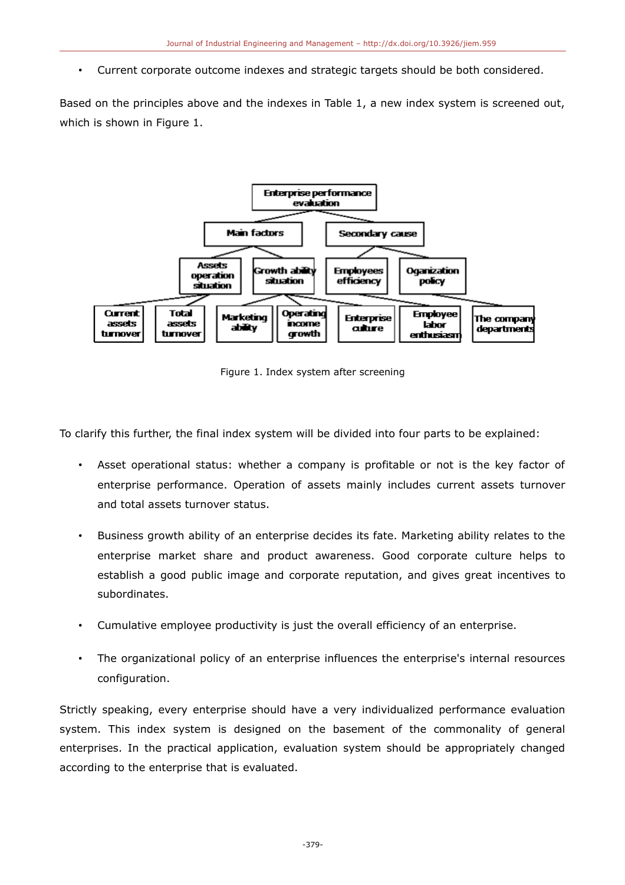- Current corporate outcome indexes and strategic targets should be both considered.

Based on the principles above and the indexes in Table 1, a new index system is screened out, which is shown in Figure 1.

Figure 1. Index system after screening

To clarify this further, the final index system will be divided into four parts to be explained:

- Asset operational status: whether a company is profitable or not is the key factor of enterprise performance. Operation of assets mainly includes current assets turnover and total assets turnover status.
- Business growth ability of an enterprise decides its fate. Marketing ability relates to the enterprise market share and product awareness. Good corporate culture helps to establish a good public image and corporate reputation, and gives great incentives to subordinates.
- Cumulative employee productivity is just the overall efficiency of an enterprise.
- The organizational policy of an enterprise influences the enterprise's internal resources configuration.

Strictly speaking, every enterprise should have a very individualized performance evaluation system. This index system is designed on the basement of the commonality of general enterprises. In the practical application, evaluation system should be appropriately changed according to the enterprise that is evaluated.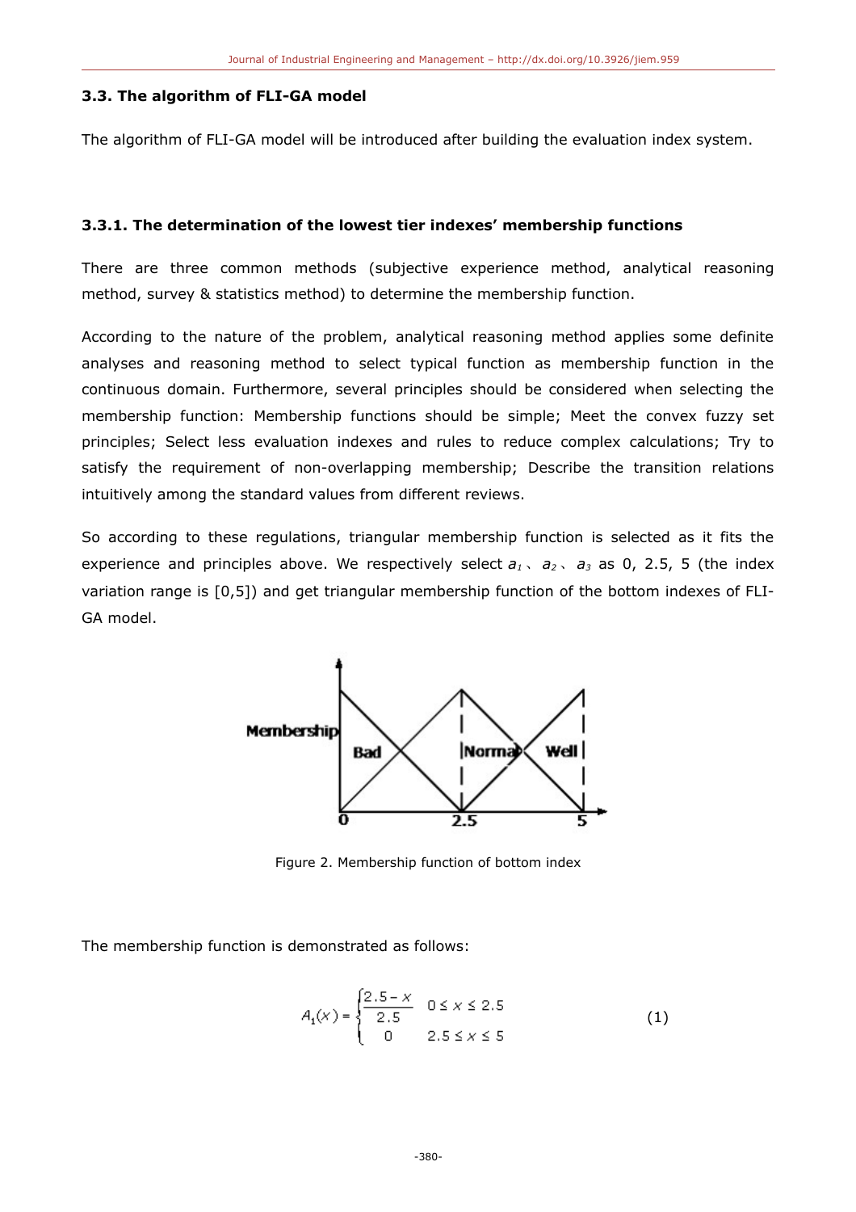### 3.3. The algorithm of FLI-GA model

The algorithm of FLI-GA model will be introduced after building the evaluation index system.

#### 3.3.1. The determination of the lowest tier indexes' membership functions

There are three common methods (subjective experience method, analytical reasoning method, survey & statistics method) to determine the membership function.

According to the nature of the problem, analytical reasoning method applies some definite analyses and reasoning method to select typical function as membership function in the continuous domain. Furthermore, several principles should be considered when selecting the membership function: Membership functions should be simple; Meet the convex fuzzy set principles; Select less evaluation indexes and rules to reduce complex calculations; Try to satisfy the requirement of non-overlapping membership; Describe the transition relations intuitively among the standard values from different reviews.

So according to these regulations, triangular membership function is selected as it fits the experience and principles above. We respectively select $a_1$、$a_2$、$a_3$ as 0, 2.5, 5 (the index variation range is [0,5]) and get triangular membership function of the bottom indexes of FLI-GA model.

Figure 2. Membership function of bottom index

The membership function is demonstrated as follows:

$$A_1(x) = \begin{cases} \dfrac{2.5 - x}{2.5} & 0 \le x \le 2.5 \\ 0 & 2.5 \le x \le 5 \end{cases} \tag{1}$$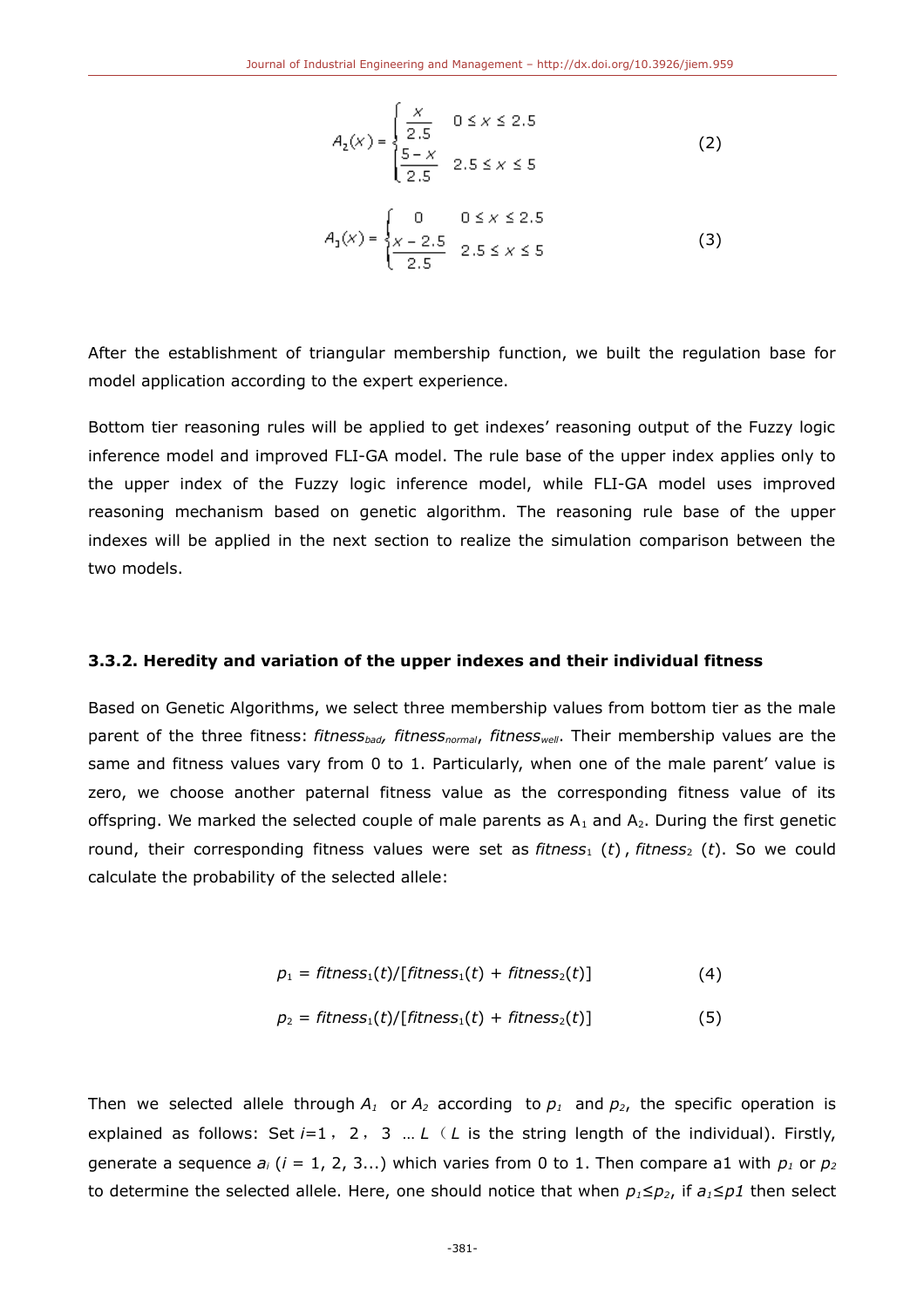$$A_2(x) = \begin{cases} \dfrac{x}{2.5} & 0 \le x \le 2.5 \\ \dfrac{5-x}{2.5} & 2.5 \le x \le 5 \end{cases} \tag{2}$$

$$A_3(x) = \begin{cases} 0 & 0 \le x \le 2.5 \\ \dfrac{x-2.5}{2.5} & 2.5 \le x \le 5 \end{cases} \tag{3}$$

After the establishment of triangular membership function, we built the regulation base for model application according to the expert experience.

Bottom tier reasoning rules will be applied to get indexes' reasoning output of the Fuzzy logic inference model and improved FLI-GA model. The rule base of the upper index applies only to the upper index of the Fuzzy logic inference model, while FLI-GA model uses improved reasoning mechanism based on genetic algorithm. The reasoning rule base of the upper indexes will be applied in the next section to realize the simulation comparison between the two models.

### 3.3.2. Heredity and variation of the upper indexes and their individual fitness

Based on Genetic Algorithms, we select three membership values from bottom tier as the male parent of the three fitness: $fitness_{bad}$, $fitness_{normal}$, $fitness_{well}$. Their membership values are the same and fitness values vary from 0 to 1. Particularly, when one of the male parent' value is zero, we choose another paternal fitness value as the corresponding fitness value of its offspring. We marked the selected couple of male parents as $A_1$ and $A_2$. During the first genetic round, their corresponding fitness values were set as $fitness_1(t)$, $fitness_2(t)$. So we could calculate the probability of the selected allele:

$$p_1 = fitness_1(t)/[fitness_1(t) + fitness_2(t)] \tag{4}$$

$$p_2 = fitness_1(t)/[fitness_1(t) + fitness_2(t)] \tag{5}$$

Then we selected allele through $A_1$ or $A_2$ according to $p_1$ and $p_2$, the specific operation is explained as follows: Set $i$=1，2，3 … $L$（$L$ is the string length of the individual). Firstly, generate a sequence $a_i$ ($i$ = 1, 2, 3...) which varies from 0 to 1. Then compare a1 with $p_1$ or $p_2$ to determine the selected allele. Here, one should notice that when $p_1 \le p_2$, if $a_1 \le p1$ then select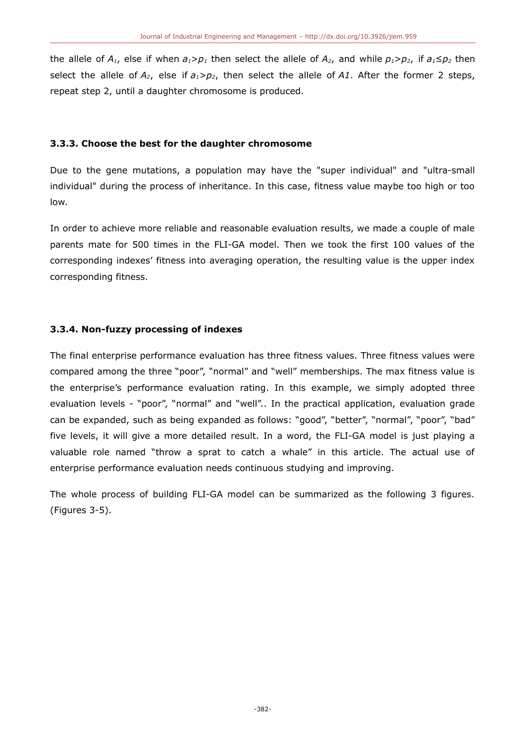the allele of $A_1$, else if when $a_1 > p_1$ then select the allele of $A_2$, and while $p_1 > p_2$, if $a_1 \leq p_2$ then select the allele of $A_2$, else if $a_1 > p_2$, then select the allele of *A1*. After the former 2 steps, repeat step 2, until a daughter chromosome is produced.

### 3.3.3. Choose the best for the daughter chromosome

Due to the gene mutations, a population may have the "super individual" and "ultra-small individual" during the process of inheritance. In this case, fitness value maybe too high or too low.

In order to achieve more reliable and reasonable evaluation results, we made a couple of male parents mate for 500 times in the FLI-GA model. Then we took the first 100 values of the corresponding indexes' fitness into averaging operation, the resulting value is the upper index corresponding fitness.

### 3.3.4. Non-fuzzy processing of indexes

The final enterprise performance evaluation has three fitness values. Three fitness values were compared among the three "poor", "normal" and "well" memberships. The max fitness value is the enterprise's performance evaluation rating. In this example, we simply adopted three evaluation levels - "poor", "normal" and "well".. In the practical application, evaluation grade can be expanded, such as being expanded as follows: "good", "better", "normal", "poor", "bad" five levels, it will give a more detailed result. In a word, the FLI-GA model is just playing a valuable role named "throw a sprat to catch a whale" in this article. The actual use of enterprise performance evaluation needs continuous studying and improving.

The whole process of building FLI-GA model can be summarized as the following 3 figures. (Figures 3-5).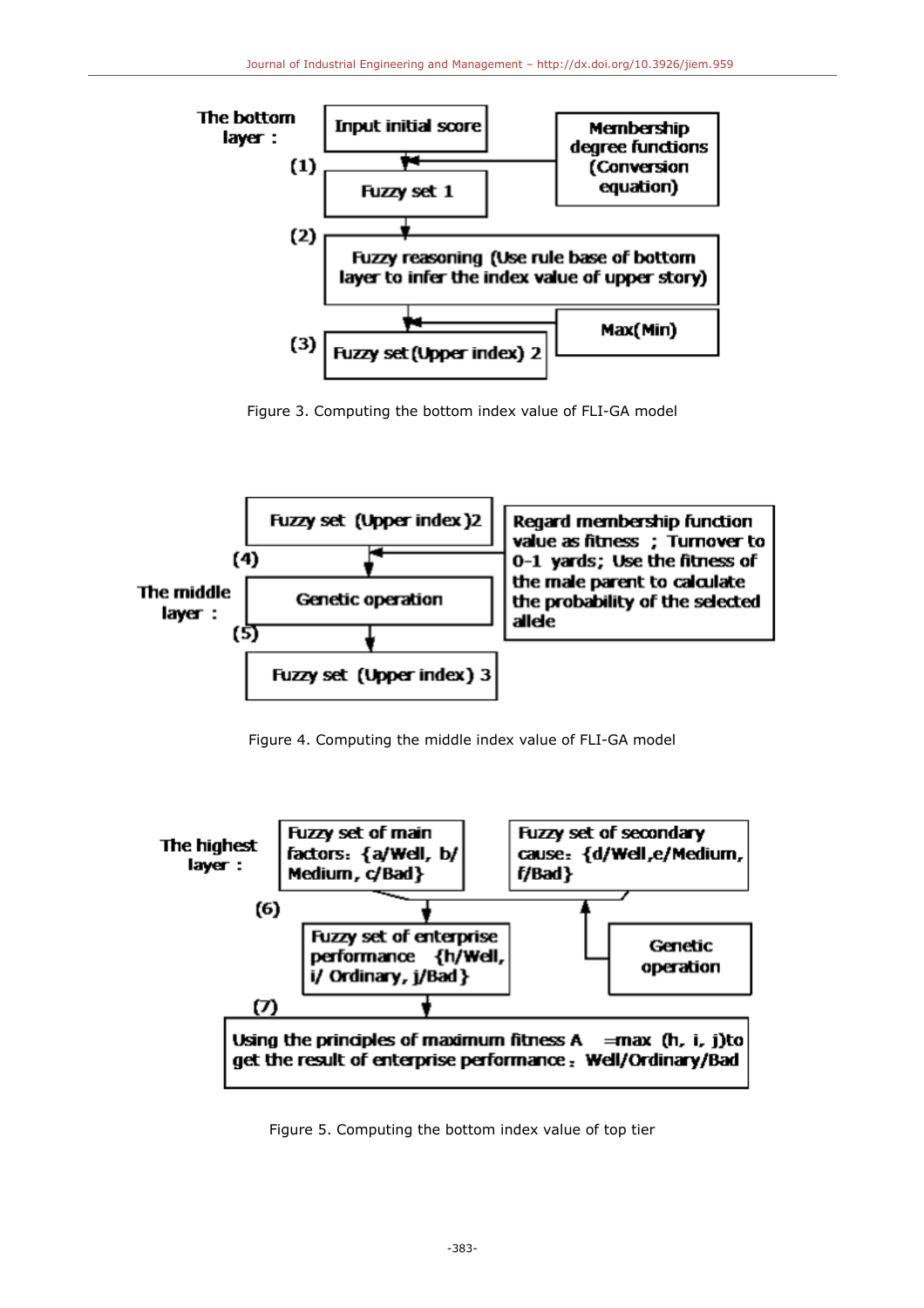The bottom layer :

(1) Input initial score → Fuzzy set 1 (Membership degree functions (Conversion equation))

(2) Fuzzy reasoning (Use rule base of bottom layer to infer the index value of upper story)

(3) Fuzzy set (Upper index) 2 (Max(Min))

Figure 3. Computing the bottom index value of FLI-GA model

The middle layer :

Fuzzy set (Upper index) 2

(4) Genetic operation (Regard membership function value as fitness ; Turnover to 0-1 yards; Use the fitness of the male parent to calculate the probability of the selected allele)

(5) Fuzzy set (Upper index) 3

Figure 4. Computing the middle index value of FLI-GA model

The highest layer :

Fuzzy set of main factors: {a/Well, b/Medium, c/Bad}

Fuzzy set of secondary cause: {d/Well, e/Medium, f/Bad}

Genetic operation

(6) Fuzzy set of enterprise performance {h/Well, i/ Ordinary, j/Bad}

(7) Using the principles of maximum fitness A =max (h, i, j)to get the result of enterprise performance: Well/Ordinary/Bad

Figure 5. Computing the bottom index value of top tier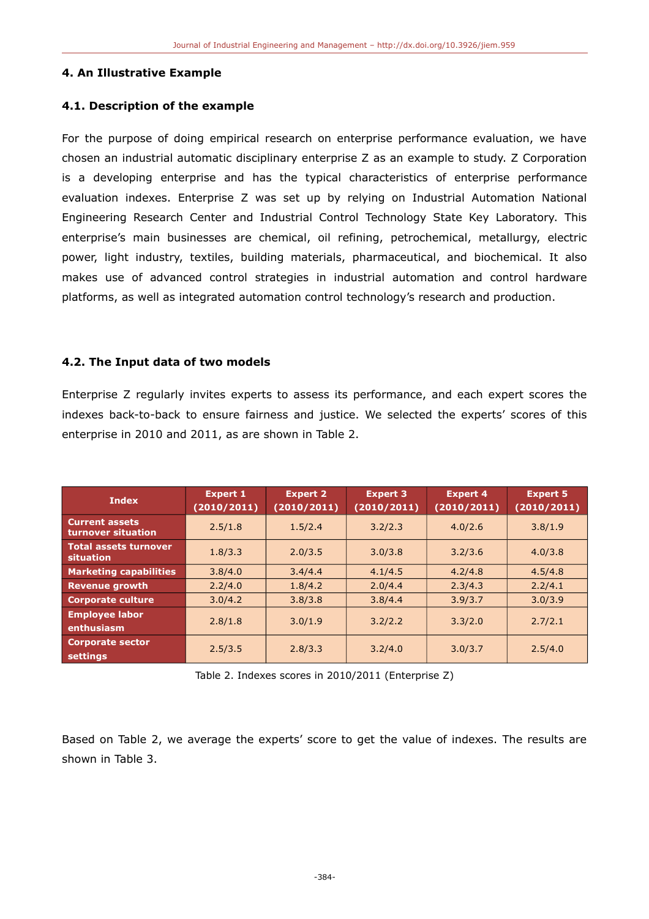## 4. An Illustrative Example

### 4.1. Description of the example

For the purpose of doing empirical research on enterprise performance evaluation, we have chosen an industrial automatic disciplinary enterprise Z as an example to study. Z Corporation is a developing enterprise and has the typical characteristics of enterprise performance evaluation indexes. Enterprise Z was set up by relying on Industrial Automation National Engineering Research Center and Industrial Control Technology State Key Laboratory. This enterprise's main businesses are chemical, oil refining, petrochemical, metallurgy, electric power, light industry, textiles, building materials, pharmaceutical, and biochemical. It also makes use of advanced control strategies in industrial automation and control hardware platforms, as well as integrated automation control technology's research and production.

### 4.2. The Input data of two models

Enterprise Z regularly invites experts to assess its performance, and each expert scores the indexes back-to-back to ensure fairness and justice. We selected the experts' scores of this enterprise in 2010 and 2011, as are shown in Table 2.

| Index | Expert 1 (2010/2011) | Expert 2 (2010/2011) | Expert 3 (2010/2011) | Expert 4 (2010/2011) | Expert 5 (2010/2011) |
|---|---|---|---|---|---|
| Current assets turnover situation | 2.5/1.8 | 1.5/2.4 | 3.2/2.3 | 4.0/2.6 | 3.8/1.9 |
| Total assets turnover situation | 1.8/3.3 | 2.0/3.5 | 3.0/3.8 | 3.2/3.6 | 4.0/3.8 |
| Marketing capabilities | 3.8/4.0 | 3.4/4.4 | 4.1/4.5 | 4.2/4.8 | 4.5/4.8 |
| Revenue growth | 2.2/4.0 | 1.8/4.2 | 2.0/4.4 | 2.3/4.3 | 2.2/4.1 |
| Corporate culture | 3.0/4.2 | 3.8/3.8 | 3.8/4.4 | 3.9/3.7 | 3.0/3.9 |
| Employee labor enthusiasm | 2.8/1.8 | 3.0/1.9 | 3.2/2.2 | 3.3/2.0 | 2.7/2.1 |
| Corporate sector settings | 2.5/3.5 | 2.8/3.3 | 3.2/4.0 | 3.0/3.7 | 2.5/4.0 |

Table 2. Indexes scores in 2010/2011 (Enterprise Z)

Based on Table 2, we average the experts' score to get the value of indexes. The results are shown in Table 3.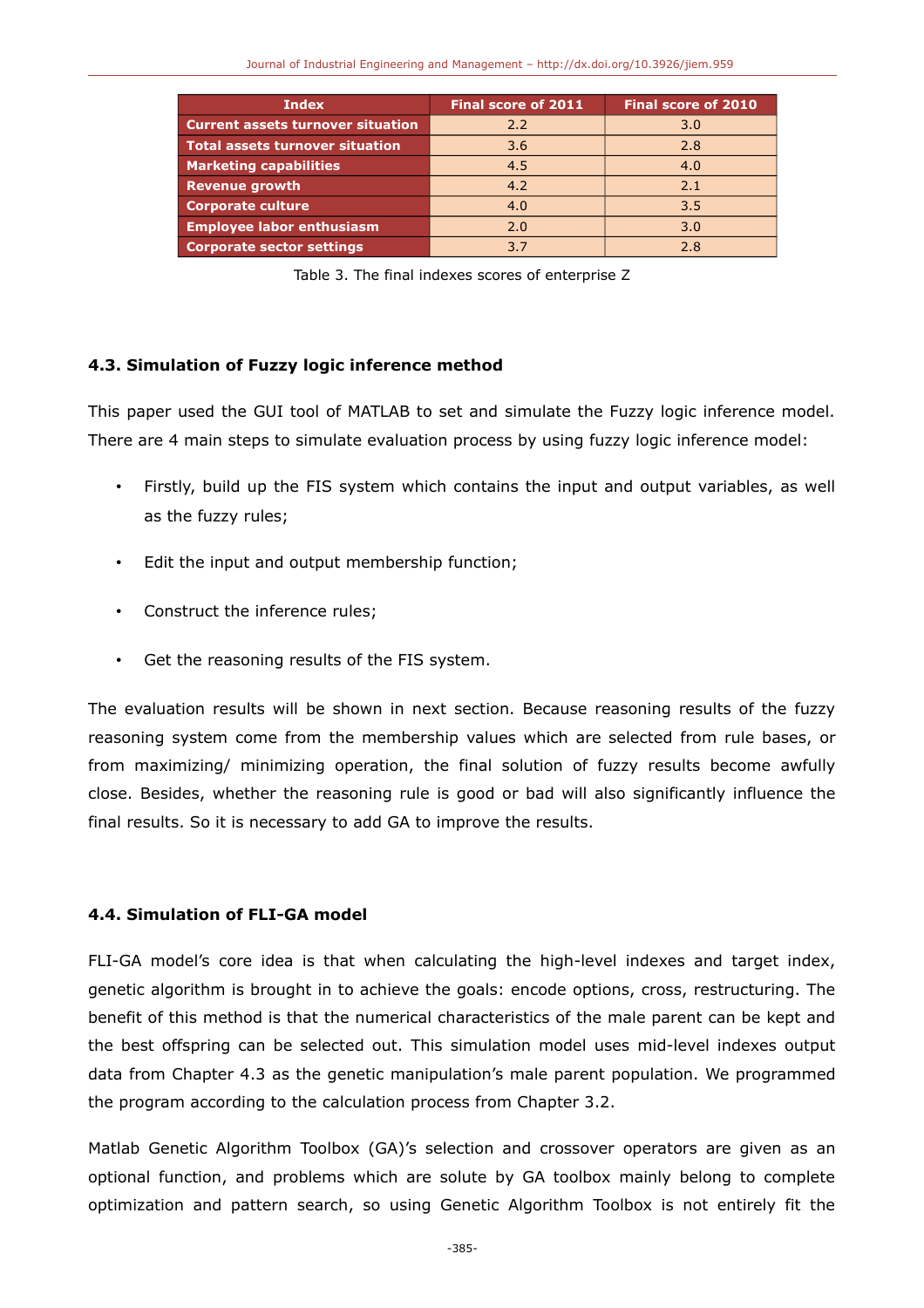| Index | Final score of 2011 | Final score of 2010 |
|---|---|---|
| Current assets turnover situation | 2.2 | 3.0 |
| Total assets turnover situation | 3.6 | 2.8 |
| Marketing capabilities | 4.5 | 4.0 |
| Revenue growth | 4.2 | 2.1 |
| Corporate culture | 4.0 | 3.5 |
| Employee labor enthusiasm | 2.0 | 3.0 |
| Corporate sector settings | 3.7 | 2.8 |

Table 3. The final indexes scores of enterprise Z

### 4.3. Simulation of Fuzzy logic inference method

This paper used the GUI tool of MATLAB to set and simulate the Fuzzy logic inference model. There are 4 main steps to simulate evaluation process by using fuzzy logic inference model:

- Firstly, build up the FIS system which contains the input and output variables, as well as the fuzzy rules;
- Edit the input and output membership function;
- Construct the inference rules;
- Get the reasoning results of the FIS system.

The evaluation results will be shown in next section. Because reasoning results of the fuzzy reasoning system come from the membership values which are selected from rule bases, or from maximizing/ minimizing operation, the final solution of fuzzy results become awfully close. Besides, whether the reasoning rule is good or bad will also significantly influence the final results. So it is necessary to add GA to improve the results.

### 4.4. Simulation of FLI-GA model

FLI-GA model's core idea is that when calculating the high-level indexes and target index, genetic algorithm is brought in to achieve the goals: encode options, cross, restructuring. The benefit of this method is that the numerical characteristics of the male parent can be kept and the best offspring can be selected out. This simulation model uses mid-level indexes output data from Chapter 4.3 as the genetic manipulation's male parent population. We programmed the program according to the calculation process from Chapter 3.2.

Matlab Genetic Algorithm Toolbox (GA)'s selection and crossover operators are given as an optional function, and problems which are solute by GA toolbox mainly belong to complete optimization and pattern search, so using Genetic Algorithm Toolbox is not entirely fit the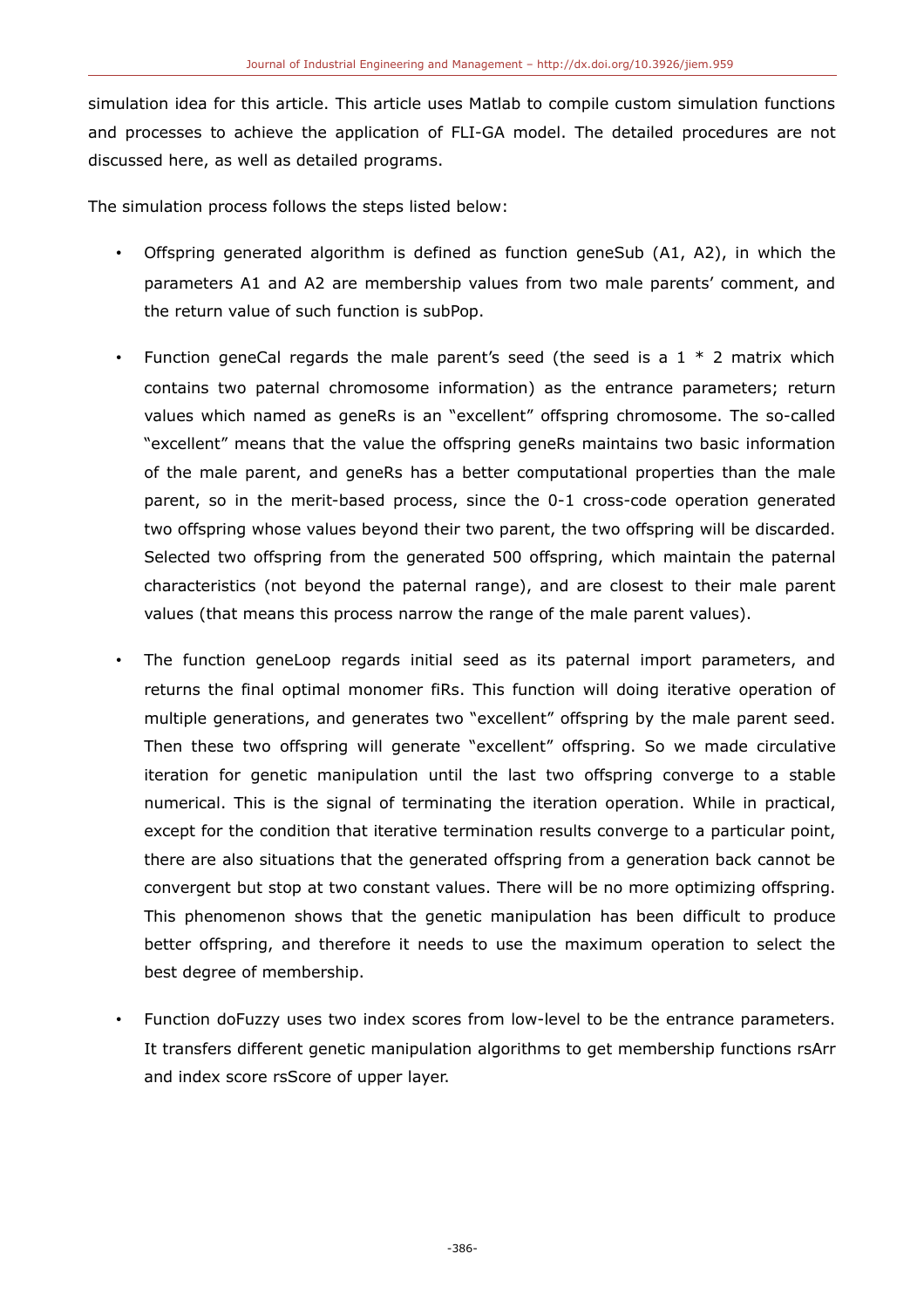simulation idea for this article. This article uses Matlab to compile custom simulation functions and processes to achieve the application of FLI-GA model. The detailed procedures are not discussed here, as well as detailed programs.

The simulation process follows the steps listed below:

- Offspring generated algorithm is defined as function geneSub (A1, A2), in which the parameters A1 and A2 are membership values from two male parents' comment, and the return value of such function is subPop.
- Function geneCal regards the male parent's seed (the seed is a 1 * 2 matrix which contains two paternal chromosome information) as the entrance parameters; return values which named as geneRs is an "excellent" offspring chromosome. The so-called "excellent" means that the value the offspring geneRs maintains two basic information of the male parent, and geneRs has a better computational properties than the male parent, so in the merit-based process, since the 0-1 cross-code operation generated two offspring whose values beyond their two parent, the two offspring will be discarded. Selected two offspring from the generated 500 offspring, which maintain the paternal characteristics (not beyond the paternal range), and are closest to their male parent values (that means this process narrow the range of the male parent values).
- The function geneLoop regards initial seed as its paternal import parameters, and returns the final optimal monomer fiRs. This function will doing iterative operation of multiple generations, and generates two "excellent" offspring by the male parent seed. Then these two offspring will generate "excellent" offspring. So we made circulative iteration for genetic manipulation until the last two offspring converge to a stable numerical. This is the signal of terminating the iteration operation. While in practical, except for the condition that iterative termination results converge to a particular point, there are also situations that the generated offspring from a generation back cannot be convergent but stop at two constant values. There will be no more optimizing offspring. This phenomenon shows that the genetic manipulation has been difficult to produce better offspring, and therefore it needs to use the maximum operation to select the best degree of membership.
- Function doFuzzy uses two index scores from low-level to be the entrance parameters. It transfers different genetic manipulation algorithms to get membership functions rsArr and index score rsScore of upper layer.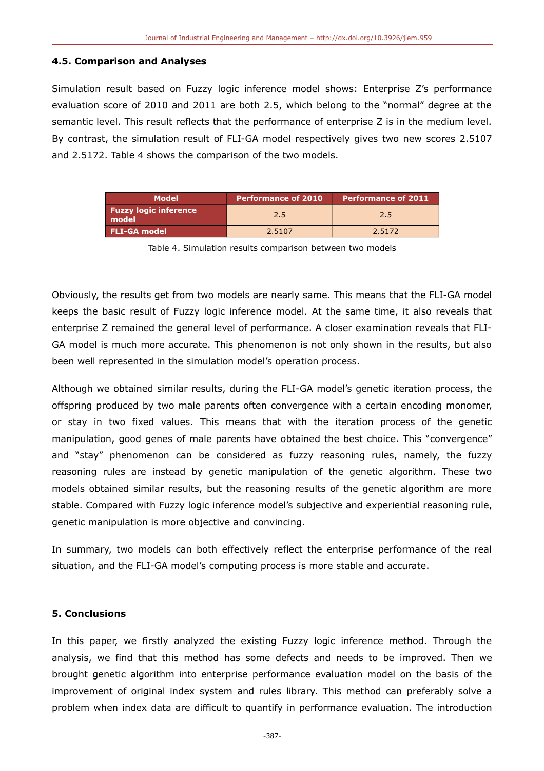### 4.5. Comparison and Analyses

Simulation result based on Fuzzy logic inference model shows: Enterprise Z's performance evaluation score of 2010 and 2011 are both 2.5, which belong to the "normal" degree at the semantic level. This result reflects that the performance of enterprise Z is in the medium level. By contrast, the simulation result of FLI-GA model respectively gives two new scores 2.5107 and 2.5172. Table 4 shows the comparison of the two models.

| Model | Performance of 2010 | Performance of 2011 |
|---|---|---|
| Fuzzy logic inference model | 2.5 | 2.5 |
| FLI-GA model | 2.5107 | 2.5172 |

Table 4. Simulation results comparison between two models

Obviously, the results get from two models are nearly same. This means that the FLI-GA model keeps the basic result of Fuzzy logic inference model. At the same time, it also reveals that enterprise Z remained the general level of performance. A closer examination reveals that FLI-GA model is much more accurate. This phenomenon is not only shown in the results, but also been well represented in the simulation model's operation process.

Although we obtained similar results, during the FLI-GA model's genetic iteration process, the offspring produced by two male parents often convergence with a certain encoding monomer, or stay in two fixed values. This means that with the iteration process of the genetic manipulation, good genes of male parents have obtained the best choice. This "convergence" and "stay" phenomenon can be considered as fuzzy reasoning rules, namely, the fuzzy reasoning rules are instead by genetic manipulation of the genetic algorithm. These two models obtained similar results, but the reasoning results of the genetic algorithm are more stable. Compared with Fuzzy logic inference model's subjective and experiential reasoning rule, genetic manipulation is more objective and convincing.

In summary, two models can both effectively reflect the enterprise performance of the real situation, and the FLI-GA model's computing process is more stable and accurate.

## 5. Conclusions

In this paper, we firstly analyzed the existing Fuzzy logic inference method. Through the analysis, we find that this method has some defects and needs to be improved. Then we brought genetic algorithm into enterprise performance evaluation model on the basis of the improvement of original index system and rules library. This method can preferably solve a problem when index data are difficult to quantify in performance evaluation. The introduction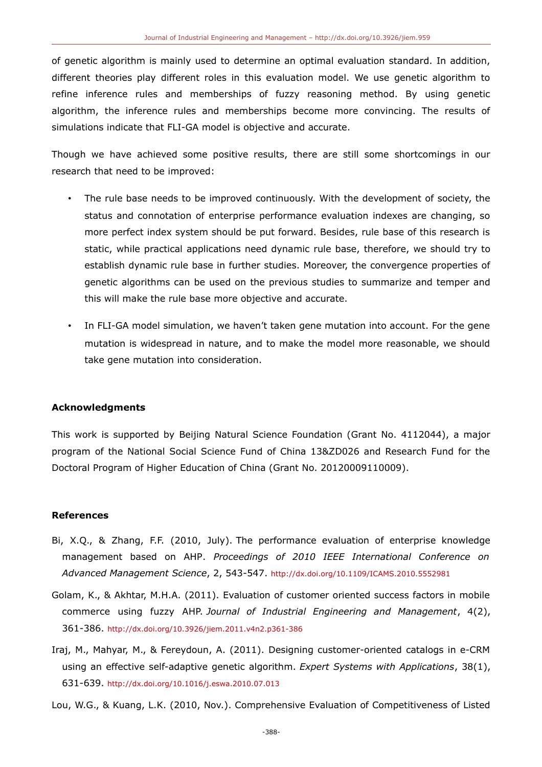of genetic algorithm is mainly used to determine an optimal evaluation standard. In addition, different theories play different roles in this evaluation model. We use genetic algorithm to refine inference rules and memberships of fuzzy reasoning method. By using genetic algorithm, the inference rules and memberships become more convincing. The results of simulations indicate that FLI-GA model is objective and accurate.

Though we have achieved some positive results, there are still some shortcomings in our research that need to be improved:

- The rule base needs to be improved continuously. With the development of society, the status and connotation of enterprise performance evaluation indexes are changing, so more perfect index system should be put forward. Besides, rule base of this research is static, while practical applications need dynamic rule base, therefore, we should try to establish dynamic rule base in further studies. Moreover, the convergence properties of genetic algorithms can be used on the previous studies to summarize and temper and this will make the rule base more objective and accurate.
- In FLI-GA model simulation, we haven't taken gene mutation into account. For the gene mutation is widespread in nature, and to make the model more reasonable, we should take gene mutation into consideration.

## Acknowledgments

This work is supported by Beijing Natural Science Foundation (Grant No. 4112044), a major program of the National Social Science Fund of China 13&ZD026 and Research Fund for the Doctoral Program of Higher Education of China (Grant No. 20120009110009).

## References

Bi, X.Q., & Zhang, F.F. (2010, July). The performance evaluation of enterprise knowledge management based on AHP. *Proceedings of 2010 IEEE International Conference on Advanced Management Science*, 2, 543-547. http://dx.doi.org/10.1109/ICAMS.2010.5552981

Golam, K., & Akhtar, M.H.A. (2011). Evaluation of customer oriented success factors in mobile commerce using fuzzy AHP. *Journal of Industrial Engineering and Management*, 4(2), 361-386. http://dx.doi.org/10.3926/jiem.2011.v4n2.p361-386

Iraj, M., Mahyar, M., & Fereydoun, A. (2011). Designing customer-oriented catalogs in e-CRM using an effective self-adaptive genetic algorithm. *Expert Systems with Applications*, 38(1), 631-639. http://dx.doi.org/10.1016/j.eswa.2010.07.013

Lou, W.G., & Kuang, L.K. (2010, Nov.). Comprehensive Evaluation of Competitiveness of Listed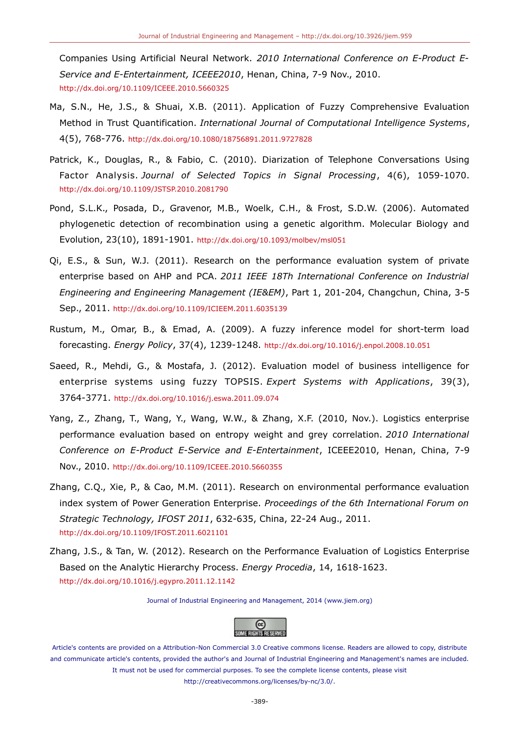Companies Using Artificial Neural Network. *2010 International Conference on E-Product E-Service and E-Entertainment, ICEEE2010*, Henan, China, 7-9 Nov., 2010. http://dx.doi.org/10.1109/ICEEE.2010.5660325

Ma, S.N., He, J.S., & Shuai, X.B. (2011). Application of Fuzzy Comprehensive Evaluation Method in Trust Quantification. *International Journal of Computational Intelligence Systems*, 4(5), 768-776. http://dx.doi.org/10.1080/18756891.2011.9727828

Patrick, K., Douglas, R., & Fabio, C. (2010). Diarization of Telephone Conversations Using Factor Analysis. *Journal of Selected Topics in Signal Processing*, 4(6), 1059-1070. http://dx.doi.org/10.1109/JSTSP.2010.2081790

Pond, S.L.K., Posada, D., Gravenor, M.B., Woelk, C.H., & Frost, S.D.W. (2006). Automated phylogenetic detection of recombination using a genetic algorithm. Molecular Biology and Evolution, 23(10), 1891-1901. http://dx.doi.org/10.1093/molbev/msl051

Qi, E.S., & Sun, W.J. (2011). Research on the performance evaluation system of private enterprise based on AHP and PCA. *2011 IEEE 18Th International Conference on Industrial Engineering and Engineering Management (IE&EM)*, Part 1, 201-204, Changchun, China, 3-5 Sep., 2011. http://dx.doi.org/10.1109/ICIEEM.2011.6035139

Rustum, M., Omar, B., & Emad, A. (2009). A fuzzy inference model for short-term load forecasting. *Energy Policy*, 37(4), 1239-1248. http://dx.doi.org/10.1016/j.enpol.2008.10.051

Saeed, R., Mehdi, G., & Mostafa, J. (2012). Evaluation model of business intelligence for enterprise systems using fuzzy TOPSIS. *Expert Systems with Applications*, 39(3), 3764-3771. http://dx.doi.org/10.1016/j.eswa.2011.09.074

Yang, Z., Zhang, T., Wang, Y., Wang, W.W., & Zhang, X.F. (2010, Nov.). Logistics enterprise performance evaluation based on entropy weight and grey correlation. *2010 International Conference on E-Product E-Service and E-Entertainment*, ICEEE2010, Henan, China, 7-9 Nov., 2010. http://dx.doi.org/10.1109/ICEEE.2010.5660355

Zhang, C.Q., Xie, P., & Cao, M.M. (2011). Research on environmental performance evaluation index system of Power Generation Enterprise. *Proceedings of the 6th International Forum on Strategic Technology, IFOST 2011*, 632-635, China, 22-24 Aug., 2011. http://dx.doi.org/10.1109/IFOST.2011.6021101

Zhang, J.S., & Tan, W. (2012). Research on the Performance Evaluation of Logistics Enterprise Based on the Analytic Hierarchy Process. *Energy Procedia*, 14, 1618-1623. http://dx.doi.org/10.1016/j.egypro.2011.12.1142

Journal of Industrial Engineering and Management, 2014 (www.jiem.org)

Article's contents are provided on a Attribution-Non Commercial 3.0 Creative commons license. Readers are allowed to copy, distribute and communicate article's contents, provided the author's and Journal of Industrial Engineering and Management's names are included. It must not be used for commercial purposes. To see the complete license contents, please visit http://creativecommons.org/licenses/by-nc/3.0/.